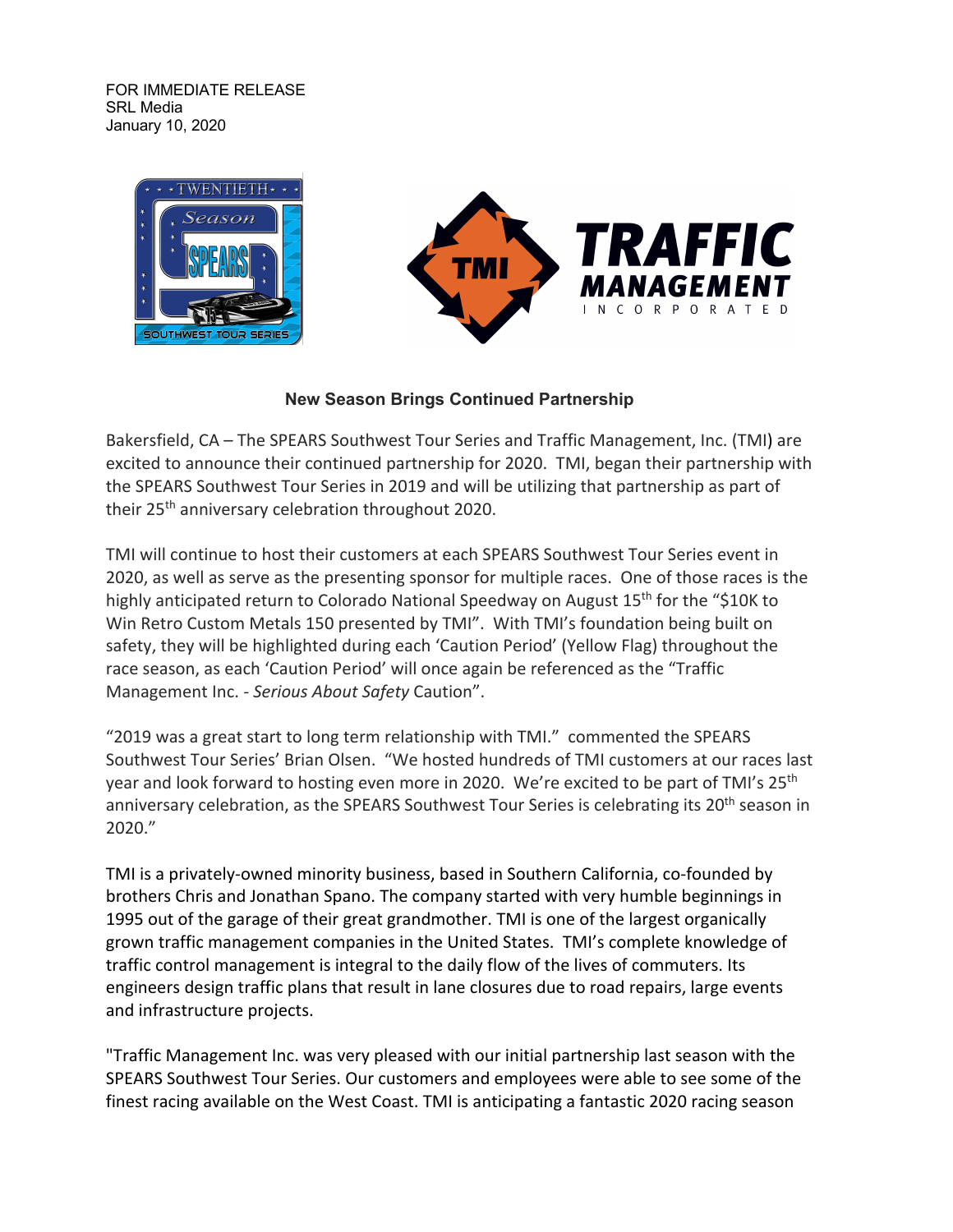FOR IMMEDIATE RELEASE
SRL Media
January 10, 2020

**New Season Brings Continued Partnership**

Bakersfield, CA – The SPEARS Southwest Tour Series and Traffic Management, Inc. (TMI) are excited to announce their continued partnership for 2020. TMI, began their partnership with the SPEARS Southwest Tour Series in 2019 and will be utilizing that partnership as part of their 25th anniversary celebration throughout 2020.

TMI will continue to host their customers at each SPEARS Southwest Tour Series event in 2020, as well as serve as the presenting sponsor for multiple races. One of those races is the highly anticipated return to Colorado National Speedway on August 15th for the "$10K to Win Retro Custom Metals 150 presented by TMI". With TMI's foundation being built on safety, they will be highlighted during each 'Caution Period' (Yellow Flag) throughout the race season, as each 'Caution Period' will once again be referenced as the "Traffic Management Inc. - *Serious About Safety* Caution".

"2019 was a great start to long term relationship with TMI." commented the SPEARS Southwest Tour Series' Brian Olsen. "We hosted hundreds of TMI customers at our races last year and look forward to hosting even more in 2020. We're excited to be part of TMI's 25th anniversary celebration, as the SPEARS Southwest Tour Series is celebrating its 20th season in 2020."

TMI is a privately-owned minority business, based in Southern California, co-founded by brothers Chris and Jonathan Spano. The company started with very humble beginnings in 1995 out of the garage of their great grandmother. TMI is one of the largest organically grown traffic management companies in the United States. TMI's complete knowledge of traffic control management is integral to the daily flow of the lives of commuters. Its engineers design traffic plans that result in lane closures due to road repairs, large events and infrastructure projects.

"Traffic Management Inc. was very pleased with our initial partnership last season with the SPEARS Southwest Tour Series. Our customers and employees were able to see some of the finest racing available on the West Coast. TMI is anticipating a fantastic 2020 racing season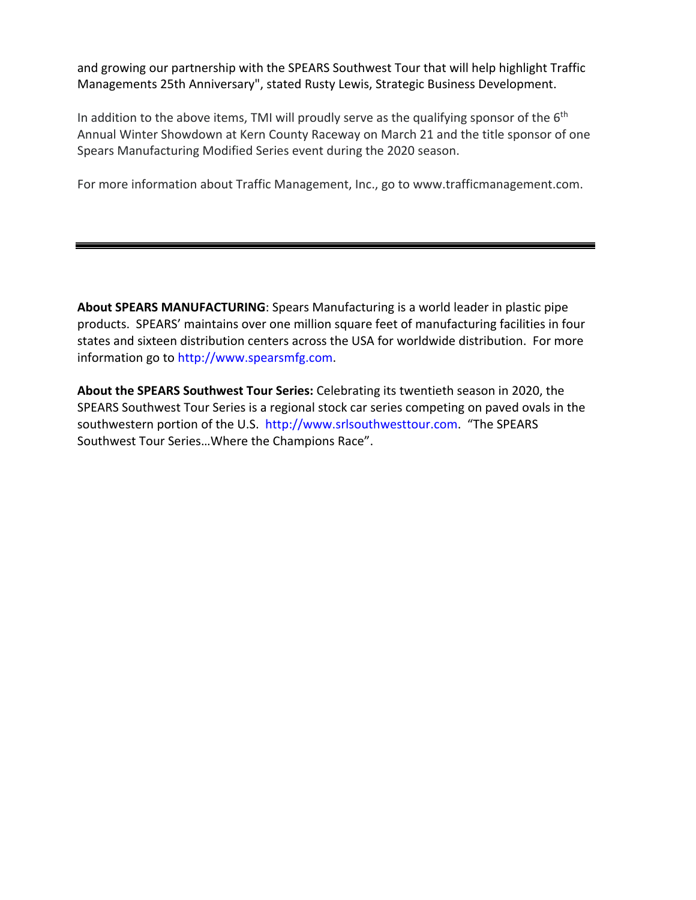and growing our partnership with the SPEARS Southwest Tour that will help highlight Traffic Managements 25th Anniversary", stated Rusty Lewis, Strategic Business Development.

In addition to the above items, TMI will proudly serve as the qualifying sponsor of the 6th Annual Winter Showdown at Kern County Raceway on March 21 and the title sponsor of one Spears Manufacturing Modified Series event during the 2020 season.

For more information about Traffic Management, Inc., go to www.trafficmanagement.com.

---

**About SPEARS MANUFACTURING**: Spears Manufacturing is a world leader in plastic pipe products. SPEARS' maintains over one million square feet of manufacturing facilities in four states and sixteen distribution centers across the USA for worldwide distribution. For more information go to http://www.spearsmfg.com.

**About the SPEARS Southwest Tour Series:** Celebrating its twentieth season in 2020, the SPEARS Southwest Tour Series is a regional stock car series competing on paved ovals in the southwestern portion of the U.S. http://www.srlsouthwesttour.com. "The SPEARS Southwest Tour Series…Where the Champions Race".